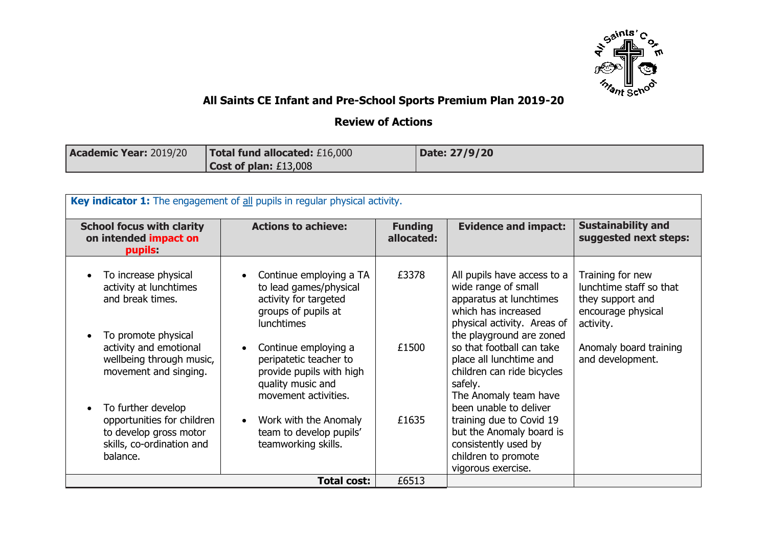# All Saints CE Infant and Pre-School Sports Premium Plan 2019-20

## Review of Actions

| **Academic Year:** 2019/20 | **Total fund allocated:** £16,000<br>**Cost of plan:** £13,008 | **Date: 27/9/20** |
|---|---|---|

| **Key indicator 1:** The engagement of all pupils in regular physical activity. | | | | |
|---|---|---|---|---|
| **School focus with clarity on intended impact on pupils:** | **Actions to achieve:** | **Funding allocated:** | **Evidence and impact:** | **Sustainability and suggested next steps:** |
| • To increase physical activity at lunchtimes and break times.<br><br>• To promote physical activity and emotional wellbeing through music, movement and singing.<br><br>• To further develop opportunities for children to develop gross motor skills, co-ordination and balance. | • Continue employing a TA to lead games/physical activity for targeted groups of pupils at lunchtimes<br><br>• Continue employing a peripatetic teacher to provide pupils with high quality music and movement activities.<br><br>• Work with the Anomaly team to develop pupils' teamworking skills. | £3378<br><br>£1500<br><br>£1635 | All pupils have access to a wide range of small apparatus at lunchtimes which has increased physical activity. Areas of the playground are zoned so that football can take place all lunchtime and children can ride bicycles safely.<br>The Anomaly team have been unable to deliver training due to Covid 19 but the Anomaly board is consistently used by children to promote vigorous exercise. | Training for new lunchtime staff so that they support and encourage physical activity.<br><br>Anomaly board training and development. |
| | **Total cost:** | £6513 | | |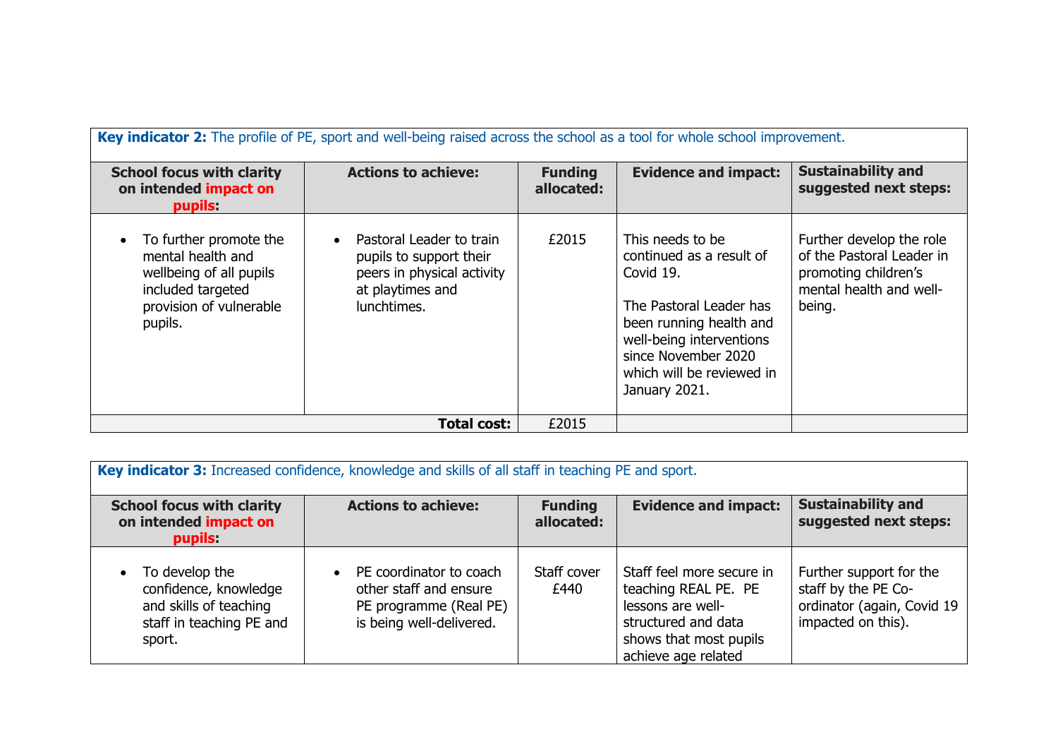| **Key indicator 2:** The profile of PE, sport and well-being raised across the school as a tool for whole school improvement. | | | | |
|---|---|---|---|---|
| **School focus with clarity on intended impact on pupils:** | **Actions to achieve:** | **Funding allocated:** | **Evidence and impact:** | **Sustainability and suggested next steps:** |
| • To further promote the mental health and wellbeing of all pupils included targeted provision of vulnerable pupils. | • Pastoral Leader to train pupils to support their peers in physical activity at playtimes and lunchtimes. | £2015 | This needs to be continued as a result of Covid 19.<br><br>The Pastoral Leader has been running health and well-being interventions since November 2020 which will be reviewed in January 2021. | Further develop the role of the Pastoral Leader in promoting children's mental health and well-being. |
| | **Total cost:** | £2015 | | |

| **Key indicator 3:** Increased confidence, knowledge and skills of all staff in teaching PE and sport. | | | | |
|---|---|---|---|---|
| **School focus with clarity on intended impact on pupils:** | **Actions to achieve:** | **Funding allocated:** | **Evidence and impact:** | **Sustainability and suggested next steps:** |
| • To develop the confidence, knowledge and skills of teaching staff in teaching PE and sport. | • PE coordinator to coach other staff and ensure PE programme (Real PE) is being well-delivered. | Staff cover £440 | Staff feel more secure in teaching REAL PE. PE lessons are well-structured and data shows that most pupils achieve age related | Further support for the staff by the PE Co-ordinator (again, Covid 19 impacted on this). |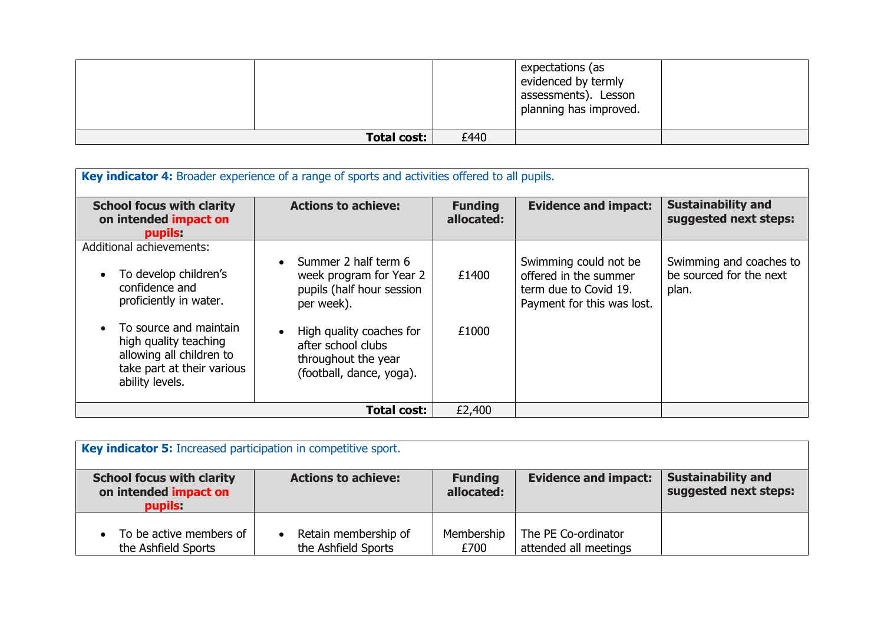| | | | expectations (as evidenced by termly assessments). Lesson planning has improved. | |
|---|---|---|---|---|
| | **Total cost:** | £440 | | |

| **Key indicator 4:** Broader experience of a range of sports and activities offered to all pupils. | | | | |
|---|---|---|---|---|
| **School focus with clarity on intended impact on pupils:** | **Actions to achieve:** | **Funding allocated:** | **Evidence and impact:** | **Sustainability and suggested next steps:** |
| Additional achievements:<br>• To develop children's confidence and proficiently in water.<br>• To source and maintain high quality teaching allowing all children to take part at their various ability levels. | • Summer 2 half term 6 week program for Year 2 pupils (half hour session per week).<br>• High quality coaches for after school clubs throughout the year (football, dance, yoga). | £1400<br><br>£1000 | Swimming could not be offered in the summer term due to Covid 19. Payment for this was lost. | Swimming and coaches to be sourced for the next plan. |
| | **Total cost:** | £2,400 | | |

| **Key indicator 5:** Increased participation in competitive sport. | | | | |
|---|---|---|---|---|
| **School focus with clarity on intended impact on pupils:** | **Actions to achieve:** | **Funding allocated:** | **Evidence and impact:** | **Sustainability and suggested next steps:** |
| • To be active members of the Ashfield Sports | • Retain membership of the Ashfield Sports | Membership £700 | The PE Co-ordinator attended all meetings | |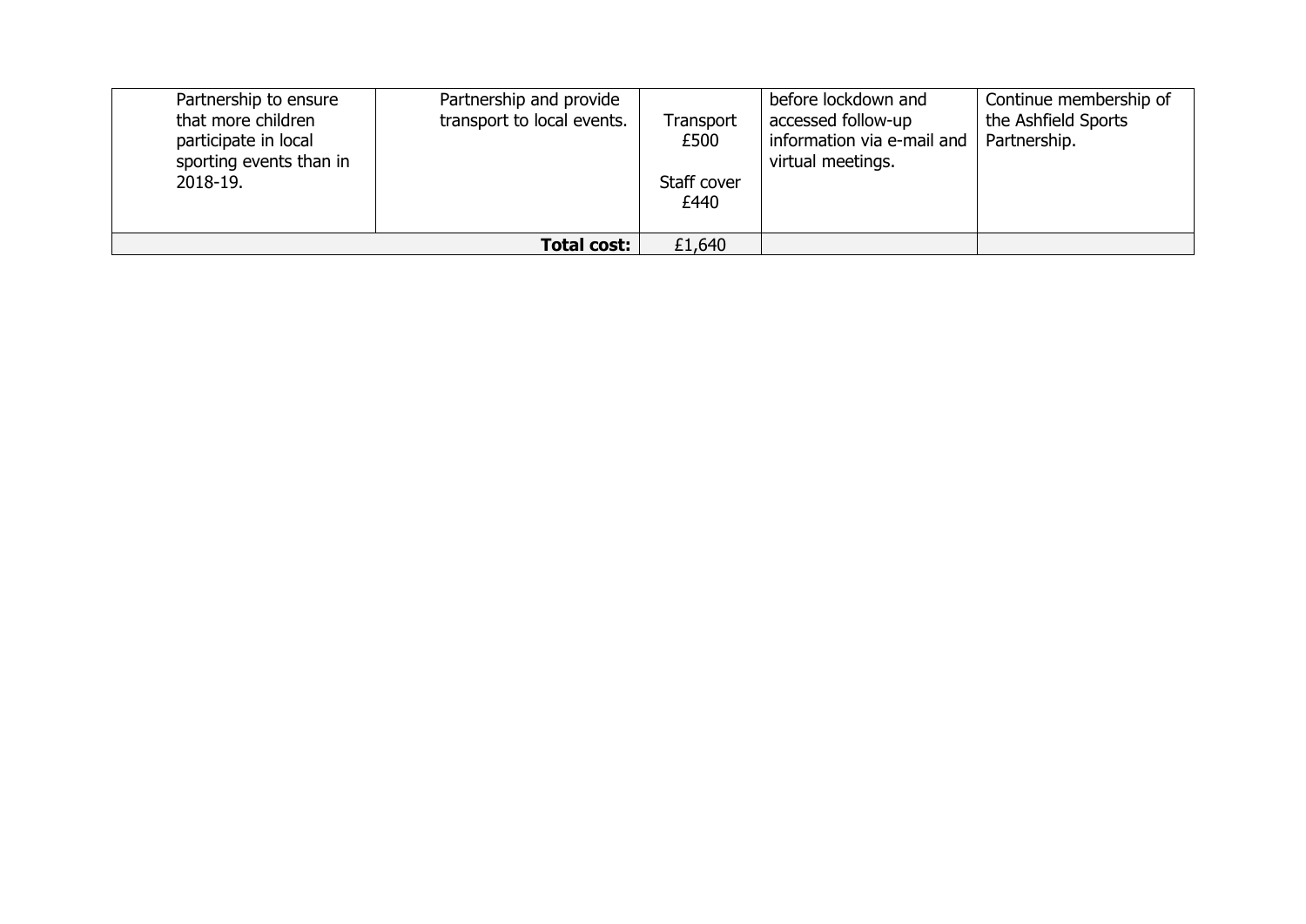| | | | | |
|---|---|---|---|---|
| Partnership to ensure that more children participate in local sporting events than in 2018-19. | Partnership and provide transport to local events. | Transport £500<br><br>Staff cover £440 | before lockdown and accessed follow-up information via e-mail and virtual meetings. | Continue membership of the Ashfield Sports Partnership. |
| | **Total cost:** | £1,640 | | |